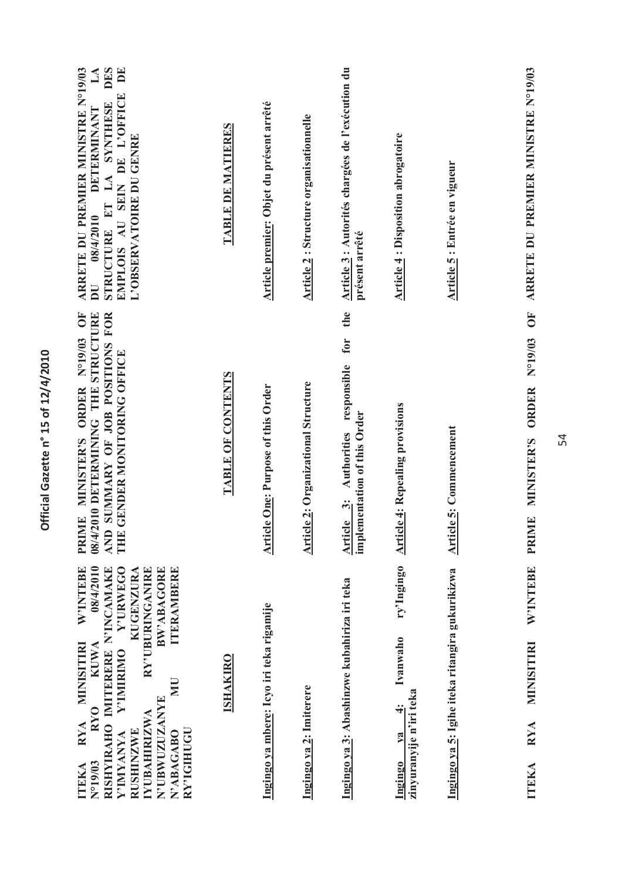**ITEKA RYA MINISITIRI W'INTEBE N°19/03 RYO KUWA 08/4/2010 RISHYIRAHO IMITERERE N'INCAMAKE Y'IMYANYA Y'IMIRIMO Y'URWEGO RUSHINZWE KUGENZURA IYUBAHIRIZWA RY'UBURINGANIRE N'UBWUZUZANYE BW'ABAGORE N'ABAGABO MU ITERAMBERE RY'IGIHUGU**

**ISHAKIRO**

**Ingingo ya mbere**: Icyo iri teka rigamije

**Ingingo ya 2**: Imiterere

**Ingingo ya 3**: Abashinzwe kubahiriza iri teka

**Ingingo ya 4**: Ivanwaho ry'Ingingo zinyuranyije n'iri teka

**Ingingo ya 5**: Igihe iteka ritangira gukurikizwa

**ITEKA RYA MINISITIRI W'INTEBE**

**PRIME MINISTER'S ORDER N°19/03 OF 08/4/2010 DETERMINING THE STRUCTURE AND SUMMARY OF JOB POSITIONS FOR THE GENDER MONITORING OFFICE**

**TABLE OF CONTENTS**

**Article One**: Purpose of this Order

**Article 2**: Organizational Structure

**Article 3**: Authorities responsible for the implementation of this Order

**Article 4**: Repealing provisions

**Article 5**: Commencement

**PRIME MINISTER'S ORDER N°19/03 OF**

**ARRETE DU PREMIER MINISTRE N°19/03 DU 08/4/2010 DETERMINANT LA STRUCTURE ET LA SYNTHESE DES EMPLOIS AU SEIN DE L'OFFICE DE L'OBSERVATOIRE DU GENRE**

**TABLE DE MATIERES**

**Article premier**: Objet du présent arrêté

**Article 2** : Structure organisationnelle

**Article 3** : Autorités chargées de l'exécution du présent arrêté

**Article 4** : Disposition abrogatoire

**Article 5** : Entrée en vigueur

**ARRETE DU PREMIER MINISTRE N°19/03**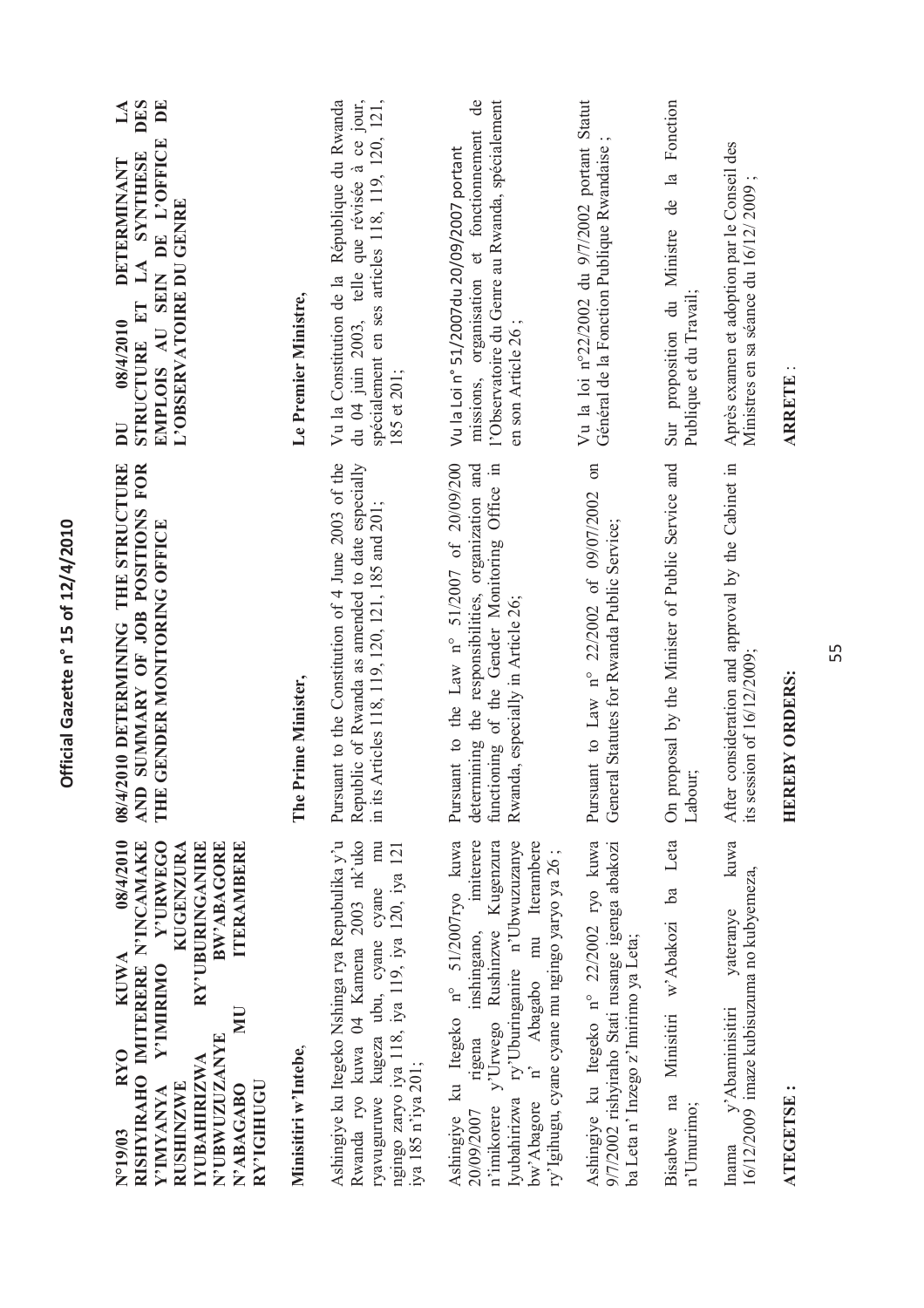**N°19/03 RYO KUWA 08/4/2010 RISHYIRAHO IMITERERE N'INCAMAKE Y'IMYANYA Y'IMIRIMO Y'URWEGO RUSHINZWE KUGENZURA IYUBAHIRIZWA RY'UBURINGANIRE N'UBWUZUZANYE BW'ABAGORE N'ABAGABO MU ITERAMBERE RY'IGIHUGU**

**Minisitiri w'Intebe,**

Ashingiye ku Itegeko Nshinga rya Repubulika y'u Rwanda ryo kuwa 04 Kamena 2003 nk'uko ryavuguruwe kugeza ubu, cyane cyane mu ngingo zaryo iya 118, iya 119, iya 120, iya 121 iya 185 n'iya 201;

Ashingiye ku Itegeko n° 51/2007ryo kuwa 20/09/2007 rigena inshingano, imiterere n'imikorere y'Urwego Rushinzwe Kugenzura Iyubahirizwa ry'Uburinganire n'Ubwuzuzanye bw'Abagore n' Abagabo mu Iterambere ry'Igihugu, cyane cyane mu ngingo yaryo ya 26 ;

Ashingiye ku Itegeko n° 22/2002 ryo kuwa 9/7/2002 rishyiraho Stati rusange igenga abakozi ba Leta n' Inzego z'Imirimo ya Leta;

Bisabwe na Minisitiri w'Abakozi ba Leta n'Umurimo;

Inama y'Abaminisitiri yateranye kuwa 16/12/2009 imaze kubisuzuma no kubyemeza,

**ATEGETSE :**

**08/4/2010 DETERMINING THE STRUCTURE AND SUMMARY OF JOB POSITIONS FOR THE GENDER MONITORING OFFICE**

**The Prime Minister,**

Pursuant to the Constitution of 4 June 2003 of the Republic of Rwanda as amended to date especially in its Articles 118, 119, 120, 121, 185 and 201;

Pursuant to the Law n° 51/2007 of 20/09/200 determining the responsibilities, organization and functioning of the Gender Monitoring Office in Rwanda, especially in Article 26;

Pursuant to Law n° 22/2002 of 09/07/2002 on General Statutes for Rwanda Public Service;

On proposal by the Minister of Public Service and Labour;

After consideration and approval by the Cabinet in its session of 16/12/2009;

**HEREBY ORDERS:**

**DU 08/4/2010 DETERMINANT LA STRUCTURE ET LA SYNTHESE DES EMPLOIS AU SEIN DE L'OFFICE DE L'OBSERVATOIRE DU GENRE**

**Le Premier Ministre,**

Vu la Constitution de la République du Rwanda du 04 juin 2003, telle que révisée à ce jour, spécialement en ses articles 118, 119, 120, 121, 185 et 201;

Vu la Loi n° 51/2007du 20/09/2007 portant missions, organisation et fonctionnement de l'Observatoire du Genre au Rwanda, spécialement en son Article 26 ;

Vu la loi n°22/2002 du 9/7/2002 portant Statut Général de la Fonction Publique Rwandaise ;

Sur proposition du Ministre de la Fonction Publique et du Travail;

Après examen et adoption par le Conseil des Ministres en sa séance du 16/12/ 2009 ;

**ARRETE** :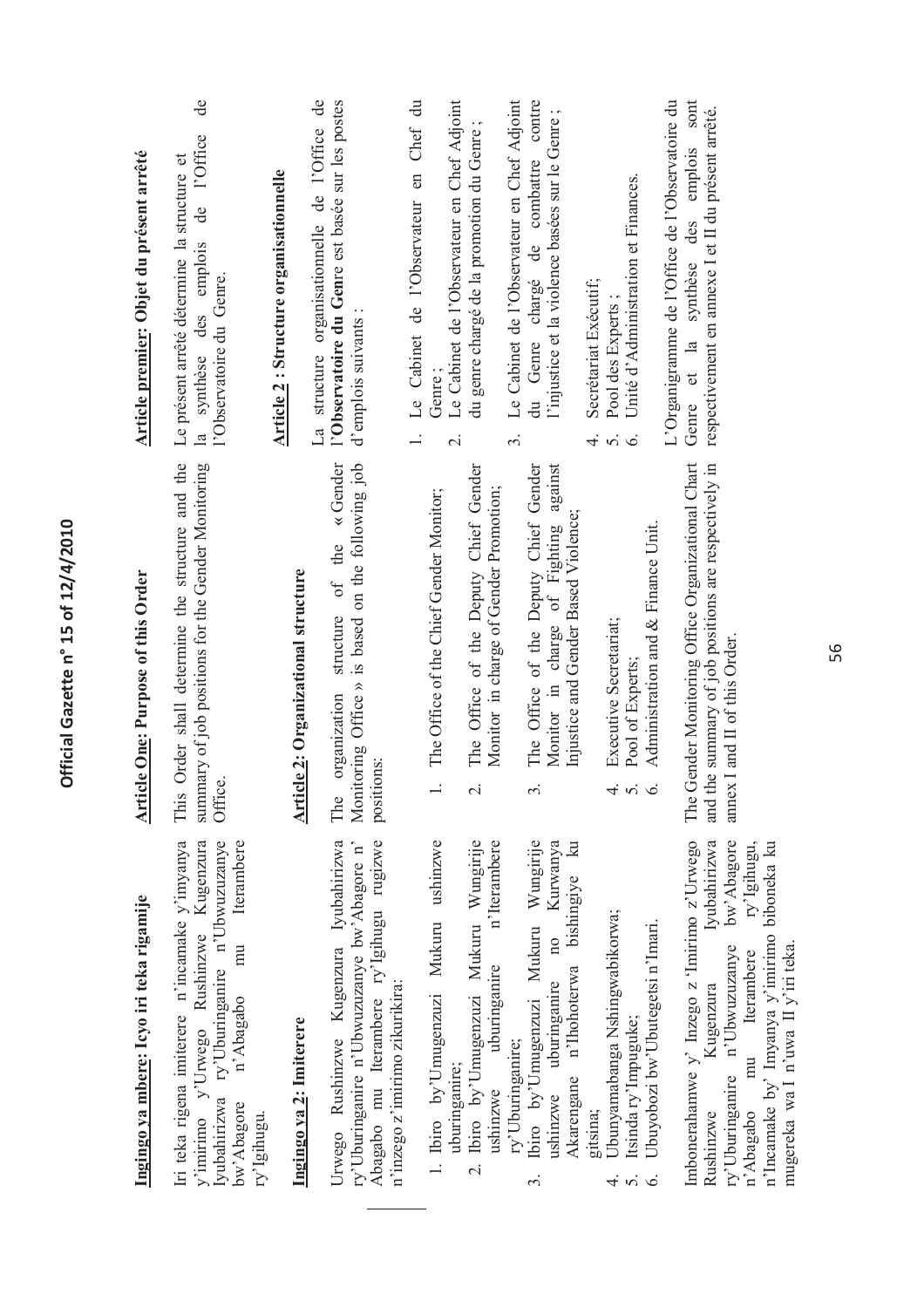## Ingingo ya mbere: Icyo iri teka rigamije

Iri teka rigena imiterere n'incamake y'imyanya y'imirimo y'Urwego Rushinzwe Kugenzura Iyubahirizwa ry'Uburinganire n'Ubwuzuzanye bw'Abagore n'Abagabo mu Iterambere ry'Igihugu.

## Ingingo ya 2: Imiterere

Urwego Rushinzwe Kugenzura Iyubahirizwa ry'Uburinganire n'Ubwuzuzanye bw'Abagore n' Abagabo mu Iterambere ry'Igihugu rugizwe n'inzego z'imirimo zikurikira:

1. Ibiro by'Umugenzuzi Mukuru ushinzwe uburinganire;
2. Ibiro by'Umugenzuzi Mukuru Wungirije ushinzwe uburinganire n'Iterambere ry'Uburinganire;
3. Ibiro by'Umugenzuzi Mukuru Wungirije ushinzwe uburinganire no Kurwanya Akarengane n'Ihohoterwa bishingiye ku gitsina;
4. Ubunyamabanga Nshingwabikorwa;
5. Itsinda ry'Impuguke;
6. Ubuyobozi bw'Ubutegetsi n'Imari.

Imbonerahamwe y' Inzego z 'Imirimo z'Urwego Rushinzwe Kugenzura Iyubahirizwa ry'Uburinganire n'Ubwuzuzanye bw'Abagore n'Abagabo mu Iterambere ry'Igihugu, n'Incamake by' Imyanya y'imirimo biboneka ku mugereka wa I n'uwa II y'iri teka.

## Article One: Purpose of this Order

This Order shall determine the structure and the summary of job positions for the Gender Monitoring Office.

## Article 2: Organizational structure

The organization structure of the « Gender Monitoring Office » is based on the following job positions:

1. The Office of the Chief Gender Monitor;
2. The Office of the Deputy Chief Gender Monitor in charge of Gender Promotion;
3. The Office of the Deputy Chief Gender Monitor in charge of Fighting against Injustice and Gender Based Violence;
4. Executive Secretariat;
5. Pool of Experts;
6. Administration and & Finance Unit.

The Gender Monitoring Office Organizational Chart and the summary of job positions are respectively in annex I and II of this Order.

## Article premier: Objet du présent arrêté

Le présent arrêté détermine la structure et la synthèse des emplois de l'Office de l'Observatoire du Genre.

## Article 2 : Structure organisationnelle

La structure organisationnelle de l'Office de l'**Observatoire du Gen**re est basée sur les postes d'emplois suivants :

1. Le Cabinet de l'Observateur en Chef du Genre ;
2. Le Cabinet de l'Observateur en Chef Adjoint du genre chargé de la promotion du Genre ;
3. Le Cabinet de l'Observateur en Chef Adjoint du Genre chargé de combattre contre l'injustice et la violence basées sur le Genre ;
4. Secrétariat Exécutif;
5. Pool des Experts ;
6. Unité d'Administration et Finances.

L'Organigramme de l'Office de l'Observatoire du Genre et la synthèse des emplois sont respectivement en annexe I et II du présent arrêté.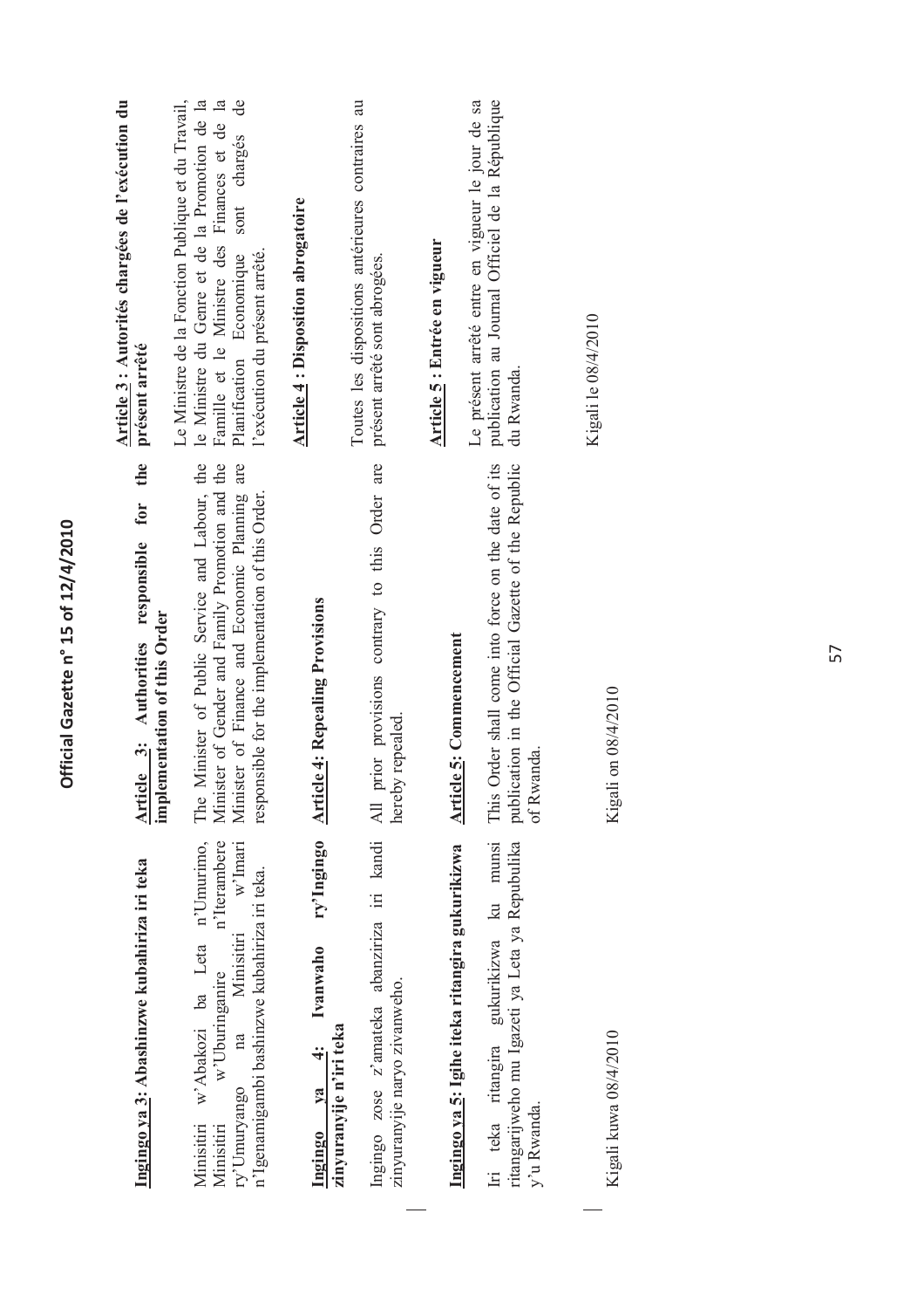**Ingingo ya 3: Abashinzwe kubahiriza iri teka**

Minisitiri w'Abakozi ba Leta n'Umurimo, Minisitiri w'Uburinganire n'Iterambere ry'Umuryango na Minisitiri w'Imari n'Igenamigambi bashinzwe kubahiriza iri teka.

**Ingingo ya 4: Ivanwaho ry'Ingingo zinyuranyije n'iri teka**

Ingingo zose z'amateka abanziriza iri kandi zinyuranyije naryo zivanweho.

**Ingingo ya 5: Igihe iteka ritangira gukurikizwa**

Iri teka ritangira gukurikizwa ku munsi ritangarijweho mu Igazeti ya Leta ya Repubulika y'u Rwanda.

Kigali kuwa 08/4/2010

**Article 3: Authorities responsible for the implementation of this Order**

The Minister of Public Service and Labour, the Minister of Gender and Family Promotion and the Minister of Finance and Economic Planning are responsible for the implementation of this Order.

**Article 4: Repealing Provisions**

All prior provisions contrary to this Order are hereby repealed.

**Article 5: Commencement**

This Order shall come into force on the date of its publication in the Official Gazette of the Republic of Rwanda.

Kigali on 08/4/2010

**Article 3 : Autorités chargées de l'exécution du présent arrêté**

Le Ministre de la Fonction Publique et du Travail, le Ministre du Genre et de la Promotion de la Famille et le Ministre des Finances et de la Planification Economique sont chargés de l'exécution du présent arrêté.

**Article 4 : Disposition abrogatoire**

Toutes les dispositions antérieures contraires au présent arrêté sont abrogées.

**Article 5 : Entrée en vigueur**

Le présent arrêté entre en vigueur le jour de sa publication au Journal Officiel de la République du Rwanda.

Kigali le 08/4/2010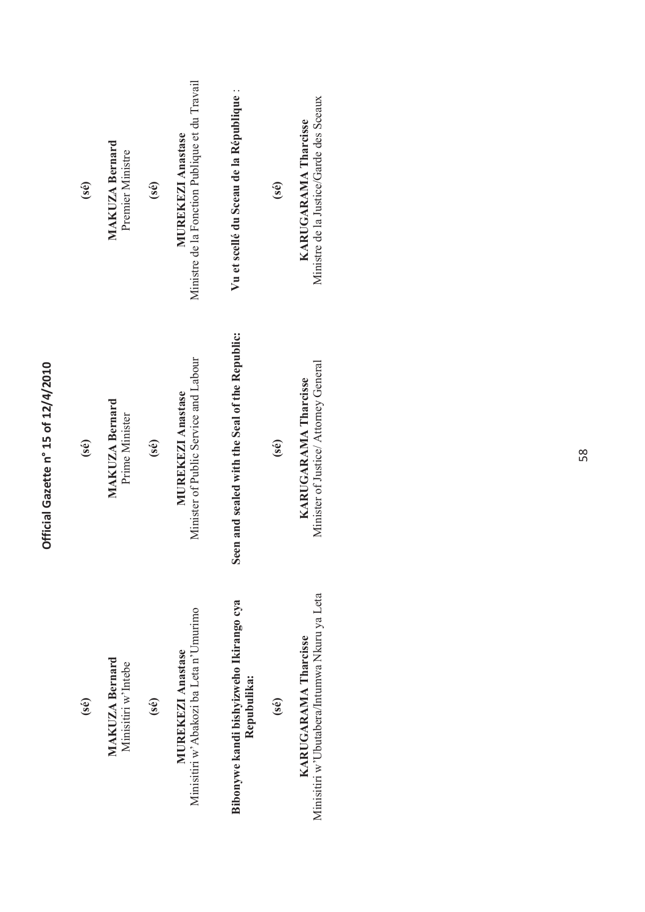**(sé)**

**MAKUZA Bernard**
Minisitiri w'Intebe

**(sé)**

**MUREKEZI Anastase**
Minisitiri w'Abakozi ba Leta n'Umurimo

**Bibonywe kandi bishyizweho Ikirango cya Repubulika:**

**(sé)**

**KARUGARAMA Tharcisse**
Minisitiri w'Ubutabera/Intumwa Nkuru ya Leta

**(sé)**

**MAKUZA Bernard**
Prime Minister

**(sé)**

**MUREKEZI Anastase**
Minister of Public Service and Labour

**Seen and sealed with the Seal of the Republic:**

**(sé)**

**KARUGARAMA Tharcisse**
Minister of Justice/ Attorney General

**(sé)**

**MAKUZA Bernard**
Premier Ministre

**(sé)**

**MUREKEZI Anastase**
Ministre de la Fonction Publique et du Travail

**Vu et scellé du Sceau de la République** :

**(sé)**

**KARUGARAMA Tharcisse**
Ministre de la Justice/Garde des Sceaux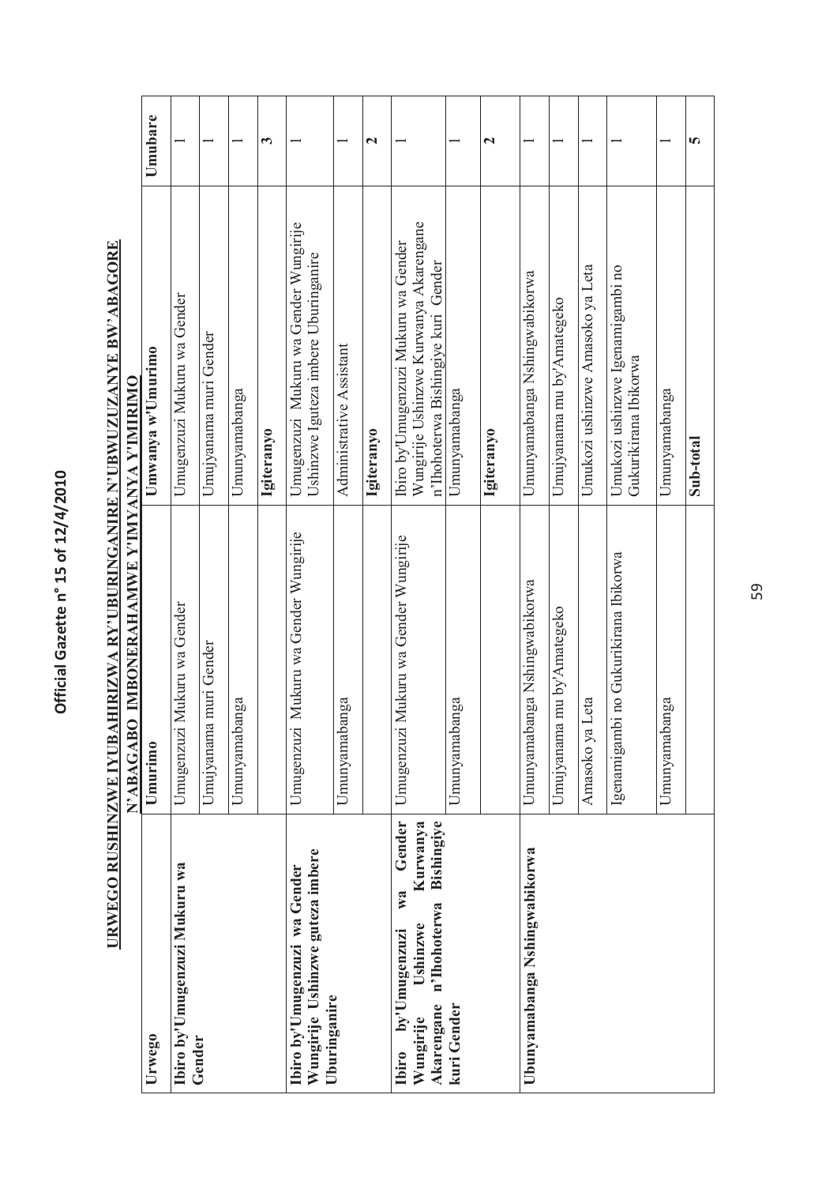## URWEGO RUSHINZWE IYUBAHIRIZWA RY'UBURINGANIRE N'UBWUZUZANYE BW'ABAGORE N'ABAGABO IMBONERAHAMWE Y'IMYANYA Y'IMIRIMO

| Urwego | Umurimo | Umwanya w'Umurimo | Umubare |
|---|---|---|---|
| **Ibiro by'Umugenzuzi Mukuru wa Gender** | Umugenzuzi Mukuru wa Gender | Umugenzuzi Mukuru wa Gender | 1 |
| | Umujyanama muri Gender | Umujyanama muri Gender | 1 |
| | Umunyamabanga | Umunyamabanga | 1 |
| | | **Igiteranyo** | **3** |
| **Ibiro by'Umugenzuzi wa Gender Wungirije Ushinzwe guteza imbere Uburinganire** | Umugenzuzi Mukuru wa Gender Wungirije | Umugenzuzi Mukuru wa Gender Wungirije Ushinzwe Iguteza imbere Uburinganire | 1 |
| | Umunyamabanga | Administrative Assistant | 1 |
| | | **Igiteranyo** | **2** |
| **Ibiro by'Umugenzuzi wa Gender Wungirije Ushinzwe Kurwanya Akarengane n'Ihohoterwa Bishingiye kuri Gender** | Umugenzuzi Mukuru wa Gender Wungirije | Ibiro by'Umugenzuzi Mukuru wa Gender Wungirije Ushinzwe Kurwanya Akarengane n'Ihohoterwa Bishingiye kuri Gender | 1 |
| | Umunyamabanga | Umunyamabanga | 1 |
| | | **Igiteranyo** | **2** |
| **Ubunyamabanga Nshingwabikorwa** | Umunyamabanga Nshingwabikorwa | Umunyamabanga Nshingwabikorwa | 1 |
| | Umujyanama mu by'Amategeko | Umujyanama mu by'Amategeko | 1 |
| | Amasoko ya Leta | Umukozi ushinzwe Amasoko ya Leta | 1 |
| | Igenamigambi no Gukurikirana Ibikorwa | Umukozi ushinzwe Igenamigambi no Gukurikirana Ibikorwa | 1 |
| | Umunyamabanga | Umunyamabanga | 1 |
| | | **Sub-total** | **5** |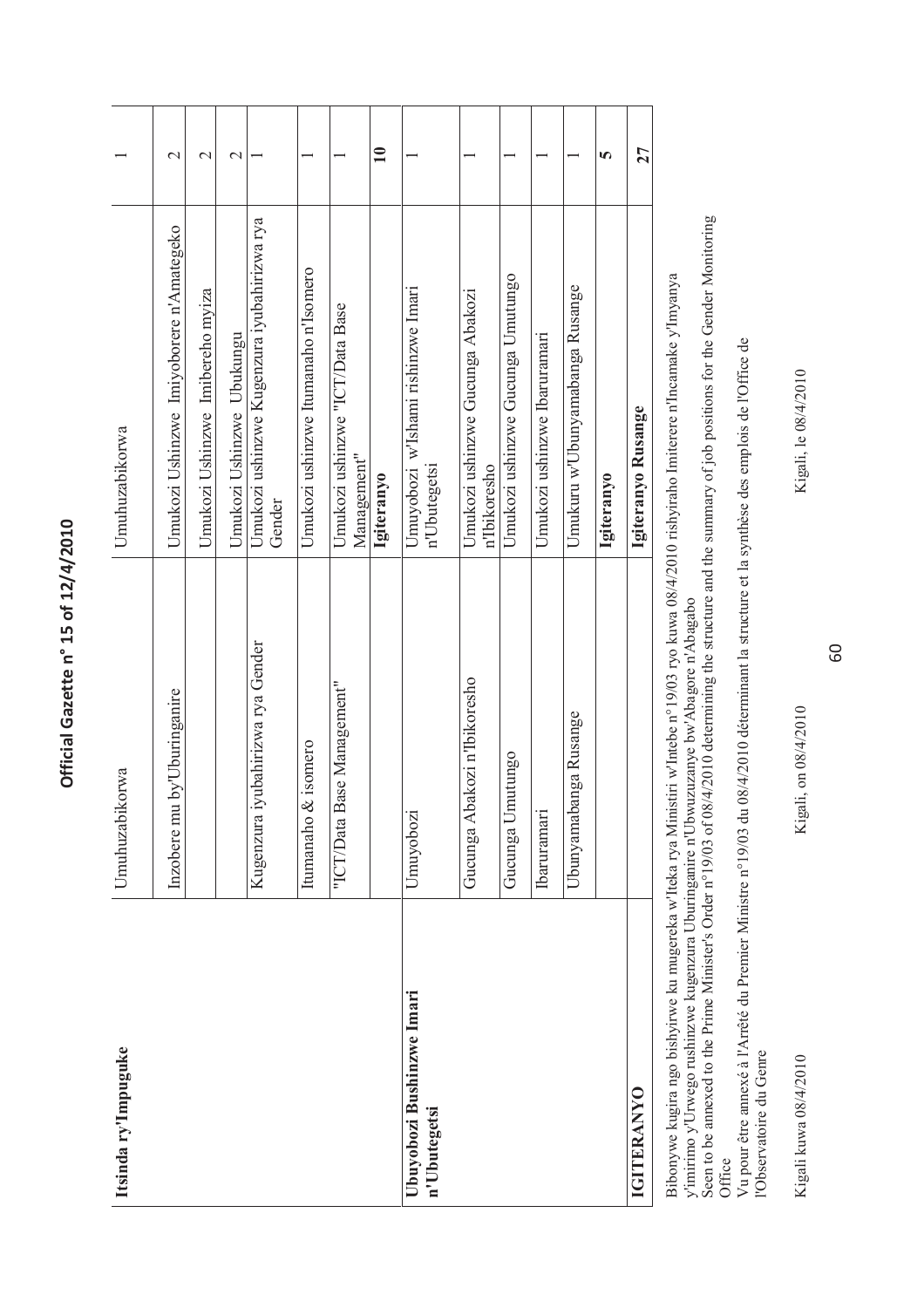| Itsinda ry'Impuguke | Umuhuzabikorwa | Umuhuzabikorwa | 1 |
|---|---|---|---|
| | Inzobere mu by'Uburinganire | Umukozi Ushinzwe Imiyoborere n'Amategeko | 2 |
| | | Umukozi Ushinzwe Imibereho myiza | 2 |
| | | Umukozi Ushinzwe Ubukungu | 2 |
| | Kugenzura iyubahirizwa rya Gender | Umukozi ushinzwe Kugenzura iyubahirizwa rya Gender | 1 |
| | Itumanaho & isomero | Umukozi ushinzwe Itumanaho n'Isomero | 1 |
| | "ICT/Data Base Management" | Umukozi ushinzwe "ICT/Data Base Management" | 1 |
| | | **Igiteranyo** | **10** |
| **Ubuyobozi Bushinzwe Imari n'Ubutegetsi** | Umuyobozi | Umuyobozi w'Ishami rishinzwe Imari n'Ubutegetsi | 1 |
| | Gucunga Abakozi n'Ibikoresho | Umukozi ushinzwe Gucunga Abakozi n'Ibikoresho | 1 |
| | Gucunga Umutungo | Umukozi ushinzwe Gucunga Umutungo | 1 |
| | Ibaruramari | Umukozi ushinzwe Ibaruramari | 1 |
| | Ubunyamabanga Rusange | Umukuru w'Ubunyamabanga Rusange | 1 |
| | | **Igiteranyo** | **5** |
| **IGITERANYO** | | **Igiteranyo Rusange** | **27** |

Bibonywe kugira ngo bishyirwe ku mugereka w'Iteka rya Minisitiri w'Intebe n°19/03 ryo kuwa 08/4/2010 rishyiraho Imiterere n'Incamake y'Imyanya y'imirimo y'Urwego rushinzwe kugenzura Uburinganire n'Ubwuzuzanye bw'Abagore n'Abagabo

Seen to be annexed to the Prime Minister's Order n°19/03 of 08/4/2010 determining the structure and the summary of job positions for the Gender Monitoring Office

Vu pour être annexé à l'Arrêté du Premier Ministre n°19/03 du 08/4/2010 déterminant la structure et la synthèse des emplois de l'Office de l'Observatoire du Genre

Kigali kuwa 08/4/2010 Kigali, on 08/4/2010 Kigali, le 08/4/2010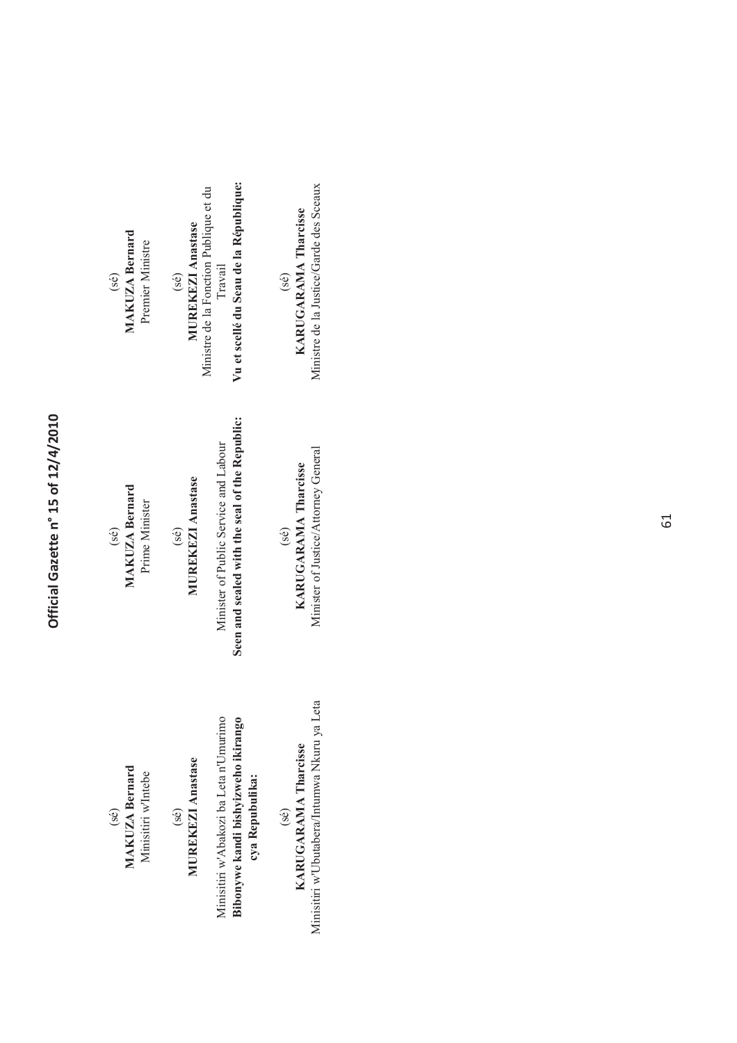(sé)
**MAKUZA Bernard**
Minisitiri w'Intebe

(sé)
**MUREKEZI Anastase**

Minisitiri w'Abakozi ba Leta n'Umurimo
**Bibonywe kandi bishyizweho ikirango cya Repubulika:**

(sé)
**KARUGARAMA Tharcisse**
Minisitiri w'Ubutabera/Intumwa Nkuru ya Leta

(sé)
**MAKUZA Bernard**
Prime Minister

(sé)
**MUREKEZI Anastase**

Minister of Public Service and Labour
**Seen and sealed with the seal of the Republic:**

(sé)
**KARUGARAMA Tharcisse**
Minister of Justice/Attorney General

(sé)
**MAKUZA Bernard**
Premier Ministre

(sé)
**MUREKEZI Anastase**
Ministre de la Fonction Publique et du Travail
**Vu et scellé du Sceau de la République:**

(sé)
**KARUGARAMA Tharcisse**
Ministre de la Justice/Garde des Sceaux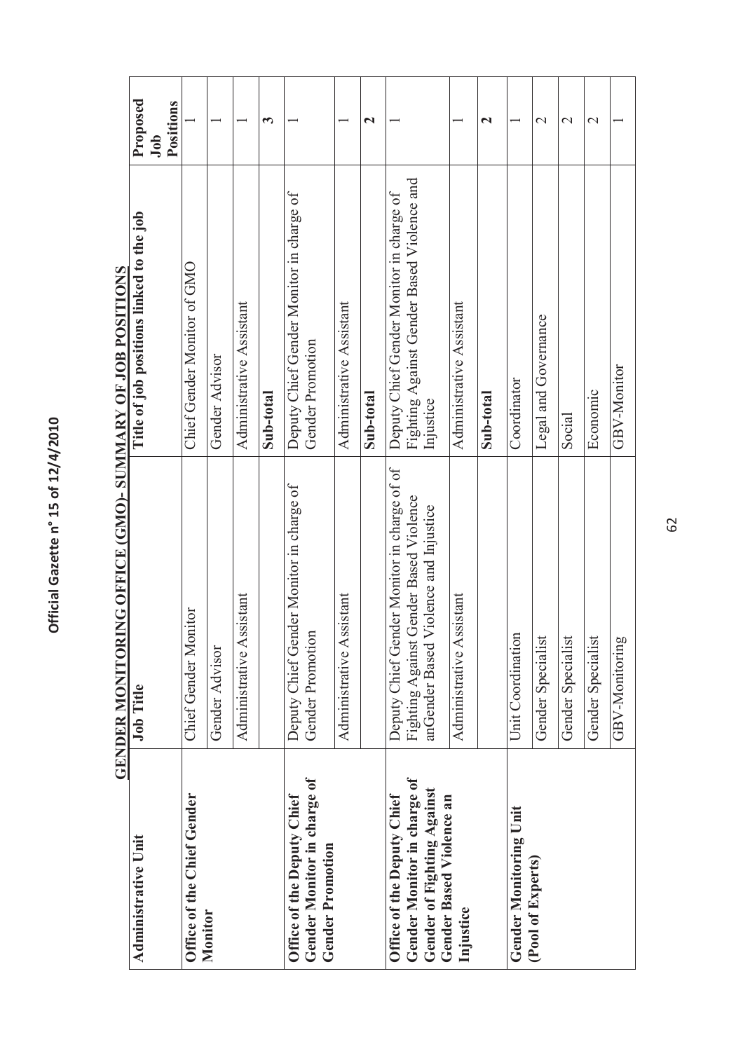## GENDER MONITORING OFFICE (GMO)- SUMMARY OF JOB POSITIONS

| Administrative Unit | Job Title | Title of job positions linked to the job | Proposed Job Positions |
|---|---|---|---|
| **Office of the Chief Gender Monitor** | Chief Gender Monitor | Chief Gender Monitor of GMO | 1 |
| | Gender Advisor | Gender Advisor | 1 |
| | Administrative Assistant | Administrative Assistant | 1 |
| | | **Sub-total** | **3** |
| **Office of the Deputy Chief Gender Monitor in charge of Gender Promotion** | Deputy Chief Gender Monitor in charge of Gender Promotion | Deputy Chief Gender Monitor in charge of Gender Promotion | 1 |
| | Administrative Assistant | Administrative Assistant | 1 |
| | | **Sub-total** | **2** |
| **Office of the Deputy Chief Gender Monitor in charge of Gender of Fighting Against Gender Based Violence an Injustice** | Deputy Chief Gender Monitor in charge of of Fighting Against Gender Based Violence anGender Based Violence and Injustice | Deputy Chief Gender Monitor in charge of Fighting Against Gender Based Violence and Injustice | 1 |
| | Administrative Assistant | Administrative Assistant | 1 |
| | | **Sub-total** | **2** |
| **Gender Monitoring Unit (Pool of Experts)** | Unit Coordination | Coordinator | 1 |
| | Gender Specialist | Legal and Governance | 2 |
| | Gender Specialist | Social | 2 |
| | Gender Specialist | Economic | 2 |
| | GBV-Monitoring | GBV-Monitor | 1 |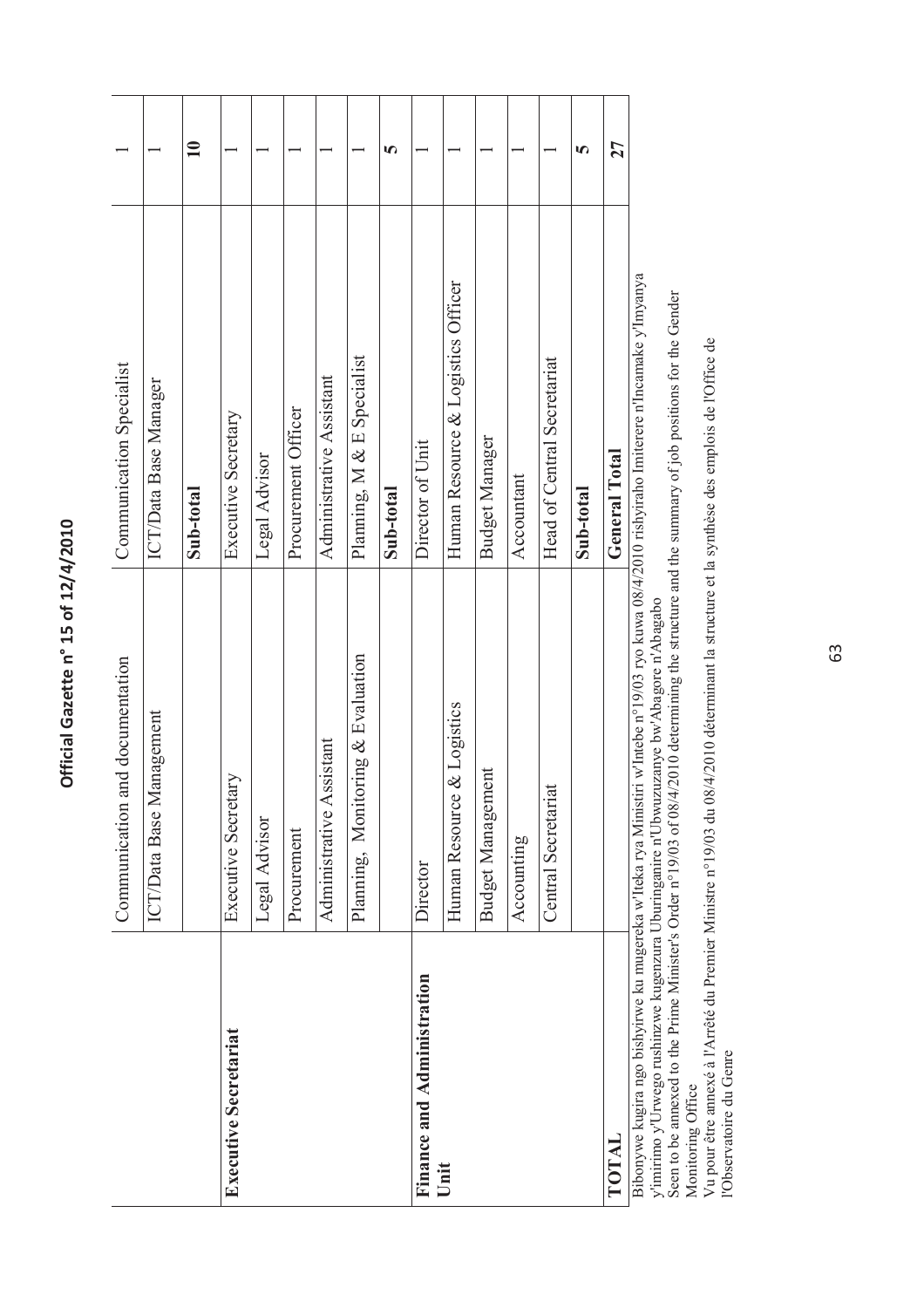| | | | |
|---|---|---|---|
| | Communication and documentation | Communication Specialist | 1 |
| | ICT/Data Base Management | ICT/Data Base Manager | 1 |
| | | **Sub-total** | **10** |
| **Executive Secretariat** | Executive Secretary | Executive Secretary | 1 |
| | Legal Advisor | Legal Advisor | 1 |
| | Procurement | Procurement Officer | 1 |
| | Administrative Assistant | Administrative Assistant | 1 |
| | Planning, Monitoring & Evaluation | Planning, M & E Specialist | 1 |
| | | **Sub-total** | **5** |
| **Finance and Administration Unit** | Director | Director of Unit | 1 |
| | Human Resource & Logistics | Human Resource & Logistics Officer | 1 |
| | Budget Management | Budget Manager | 1 |
| | Accounting | Accountant | 1 |
| | Central Secretariat | Head of Central Secretariat | 1 |
| | | **Sub-total** | **5** |
| **TOTAL** | | **General Total** | **27** |

Bibonywe kugira ngo bishyirwe ku mugereka w'Iteka rya Minisitiri w'Intebe n°19/03 ryo kuwa 08/4/2010 rishyiraho Imiterere n'Incamake y'Imyanya y'imirimo y'Urwego rushinzwe kugenzura Uburinganire n'Ubwuzuzanye bw'Abagore n'Abagabo

Seen to be annexed to the Prime Minister's Order n°19/03 of 08/4/2010 determining the structure and the summary of job positions for the Gender Monitoring Office

Vu pour être annexé à l'Arrêté du Premier Ministre n°19/03 du 08/4/2010 déterminant la structure et la synthèse des emplois de l'Office de l'Observatoire du Genre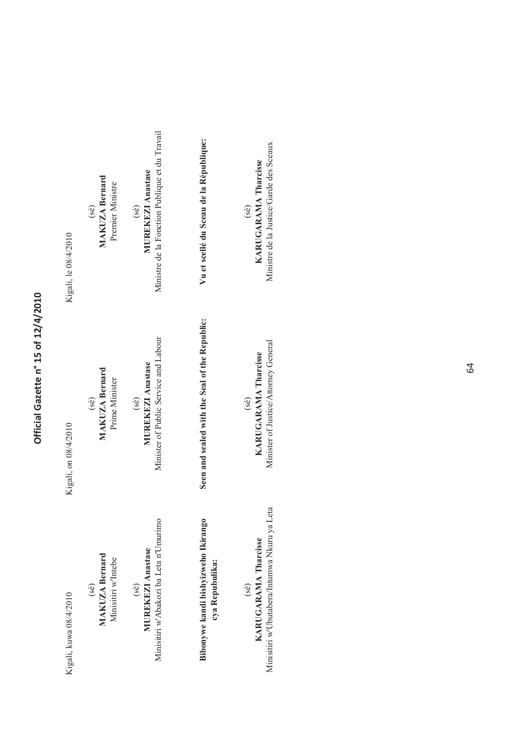Kigali, kuwa 08/4/2010

(sé)
**MAKUZA Bernard**
Minisitiri w'Intebe

(sé)
**MUREKEZI Anastase**
Minisitiri w'Abakozi ba Leta n'Umurimo

**Bibonywe kandi bishyizweho Ikirango cya Repubulika:**

(sé)
**KARUGARAMA Tharcisse**
Minisitiri w'Ubutabera/Intumwa Nkuru ya Leta

Kigali, on 08/4/2010

(sé)
**MAKUZA Bernard**
Prime Minister

(sé)
**MUREKEZI Anastase**
Minister of Public Service and Labour

**Seen and sealed with the Seal of the Republic:**

(sé)
**KARUGARAMA Tharcisse**
Minister of Justice/Attorney General

Kigali, le 08/4/2010

(sé)
**MAKUZA Bernard**
Premier Ministre

(sé)
**MUREKEZI Anastase**
Ministre de la Fonction Publique et du Travail

**Vu et scellé du Sceau de la République:**

(sé)
**KARUGARAMA Tharcisse**
Ministre de la Justice/Garde des Sceaux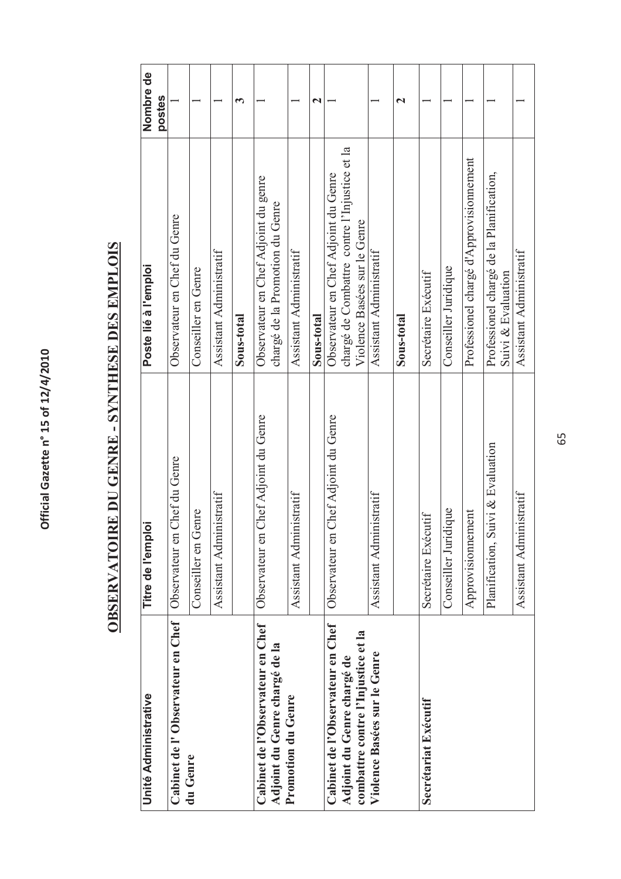# OBSERVATOIRE DU GENRE - SYNTHESE DES EMPLOIS

| Unité Administrative | Titre de l'emploi | Poste lié à l'emploi | Nombre de postes |
|---|---|---|---|
| **Cabinet de l' Observateur en Chef du Genre** | Observateur en Chef du Genre | Observateur en Chef du Genre | 1 |
| | Conseiller en Genre | Conseiller en Genre | 1 |
| | Assistant Administratif | Assistant Administratif | 1 |
| | | **Sous-total** | **3** |
| **Cabinet de l'Observateur en Chef Adjoint du Genre chargé de la Promotion du Genre** | Observateur en Chef Adjoint du Genre | Observateur en Chef Adjoint du genre chargé de la Promotion du Genre | 1 |
| | Assistant Administratif | Assistant Administratif | 1 |
| | | **Sous-total** | **2** |
| **Cabinet de l'Observateur en Chef Adjoint du Genre chargé de combattre contre l'Injustice et la Violence Basées sur le Genre** | Observateur en Chef Adjoint du Genre | Observateur en Chef Adjoint du Genre chargé de Combattre contre l'Injustice et la Violence Basées sur le Genre | 1 |
| | Assistant Administratif | Assistant Administratif | 1 |
| | | **Sous-total** | **2** |
| **Secrétariat Exécutif** | Secrétaire Exécutif | Secrétaire Exécutif | 1 |
| | Conseiller Juridique | Conseiller Juridique | 1 |
| | Approvisionnement | Professionel chargé d'Approvisionnement | 1 |
| | Planification, Suivi & Evaluation | Professionel chargé de la Planification, Suivi & Evaluation | 1 |
| | Assistant Administratif | Assistant Administratif | 1 |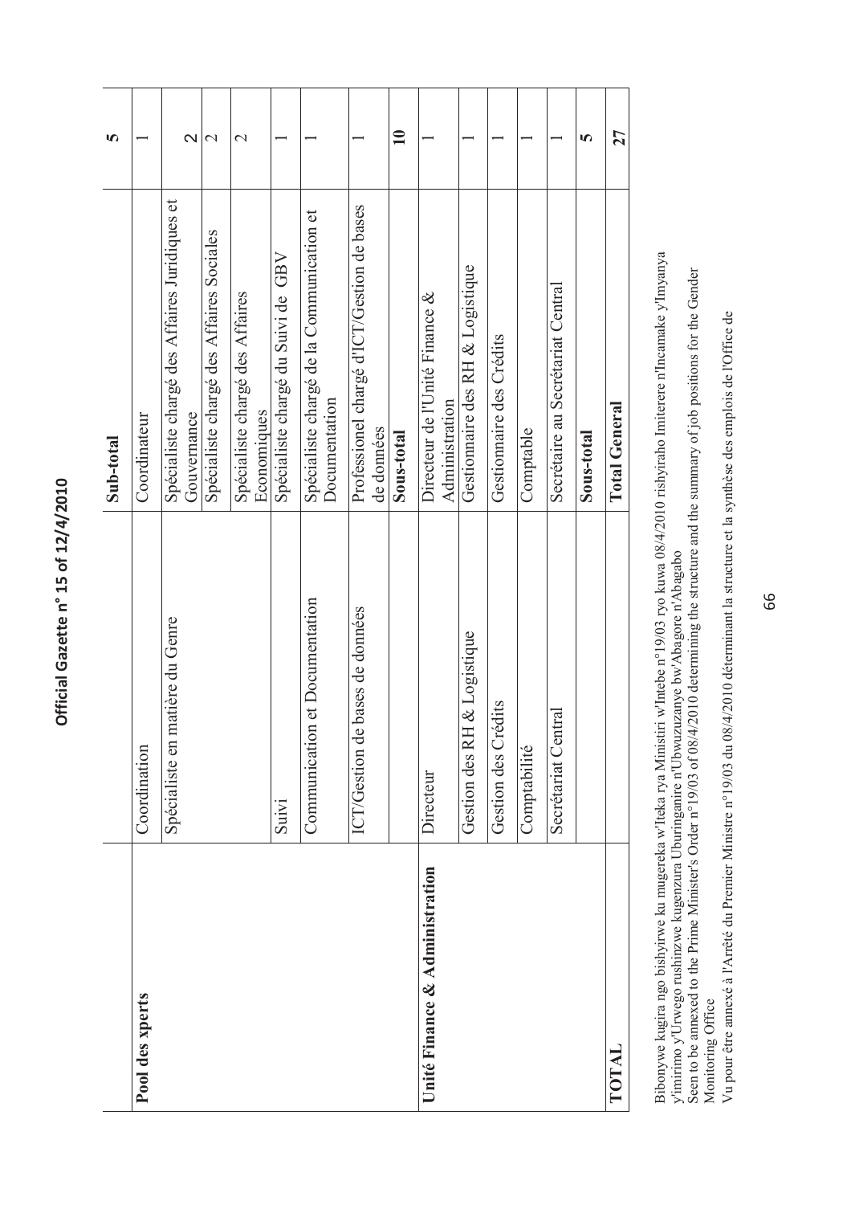| | | | |
|---|---|---|---|
| | | Sub-total | 5 |
| Pool des xperts | Coordination | Coordinateur | 1 |
| | Spécialiste en matière du Genre | Spécialiste chargé des Affaires Juridiques et Gouvernance | 2 |
| | | Spécialiste chargé des Affaires Sociales | 2 |
| | | Spécialiste chargé des Affaires Economiques | 2 |
| | Suivi | Spécialiste chargé du Suivi de GBV | 1 |
| | Communication et Documentation | Spécialiste chargé de la Communication et Documentation | 1 |
| | ICT/Gestion de bases de données | Professionel chargé d'ICT/Gestion de bases de données | 1 |
| | | **Sous-total** | **10** |
| **Unité Finance & Administration** | Directeur | Directeur de l'Unité Finance & Administration | 1 |
| | Gestion des RH & Logistique | Gestionnaire des RH & Logistique | 1 |
| | Gestion des Crédits | Gestionnaire des Crédits | 1 |
| | Comptabilité | Comptable | 1 |
| | Secrétariat Central | Secrétaire au Secrétariat Central | 1 |
| | | **Sous-total** | **5** |
| **TOTAL** | | **Total General** | **27** |

Bibonywe kugira ngo bishyirwe ku mugereka w'Iteka rya Minisitiri w'Intebe n°19/03 ryo kuwa 08/4/2010 rishyiraho Imiterere n'Incamake y'Imyanya y'imirimo y'Urwego rushinzwe kugenzura Uburinganire n'Ubwuzuzanye bw'Abagore n'Abagabo

Seen to be annexed to the Prime Minister's Order n°19/03 of 08/4/2010 determining the structure and the summary of job positions for the Gender Monitoring Office

Vu pour être annexé à l'Arrêté du Premier Ministre n°19/03 du 08/4/2010 déterminant la structure et la synthèse des emplois de l'Office de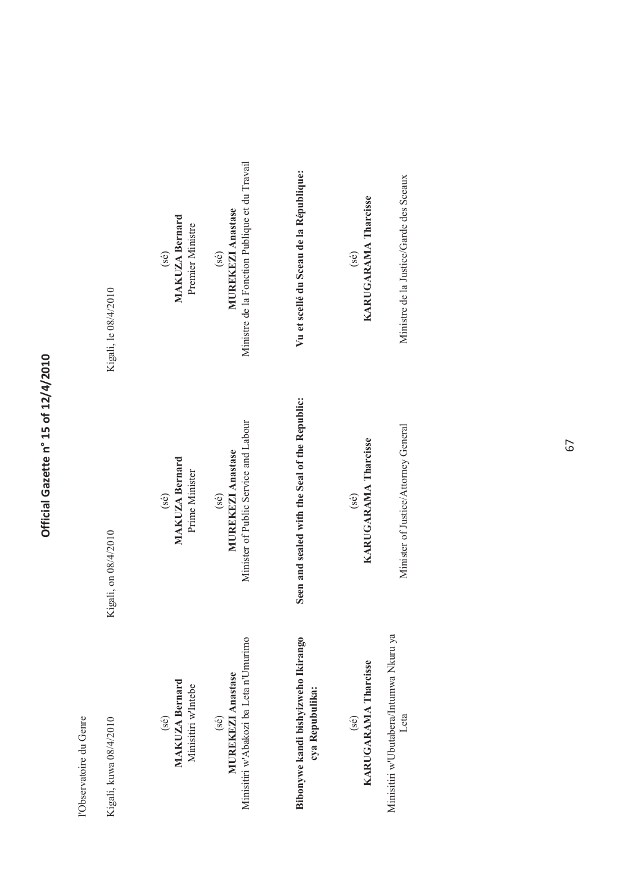l'Observatoire du Genre

Kigali, kuwa 08/4/2010

(sé)
**MAKUZA Bernard**
Minisitiri w'Intebe

(sé)
**MUREKEZI Anastase**
Minisitiri w'Abakozi ba Leta n'Umurimo

**Bibonywe kandi bishyizweho Ikirango cya Repubulika:**

(sé)
**KARUGARAMA Tharcisse**
Minisitiri w'Ubutabera/Intumwa Nkuru ya Leta

Kigali, on 08/4/2010

(sé)
**MAKUZA Bernard**
Prime Minister

(sé)
**MUREKEZI Anastase**
Minister of Public Service and Labour

**Seen and sealed with the Seal of the Republic:**

(sé)
**KARUGARAMA Tharcisse**
Minister of Justice/Attorney General

Kigali, le 08/4/2010

(sé)
**MAKUZA Bernard**
Premier Ministre

(sé)
**MUREKEZI Anastase**
Ministre de la Fonction Publique et du Travail

**Vu et scellé du Sceau de la République:**

(sé)
**KARUGARAMA Tharcisse**
Ministre de la Justice/Garde des Sceaux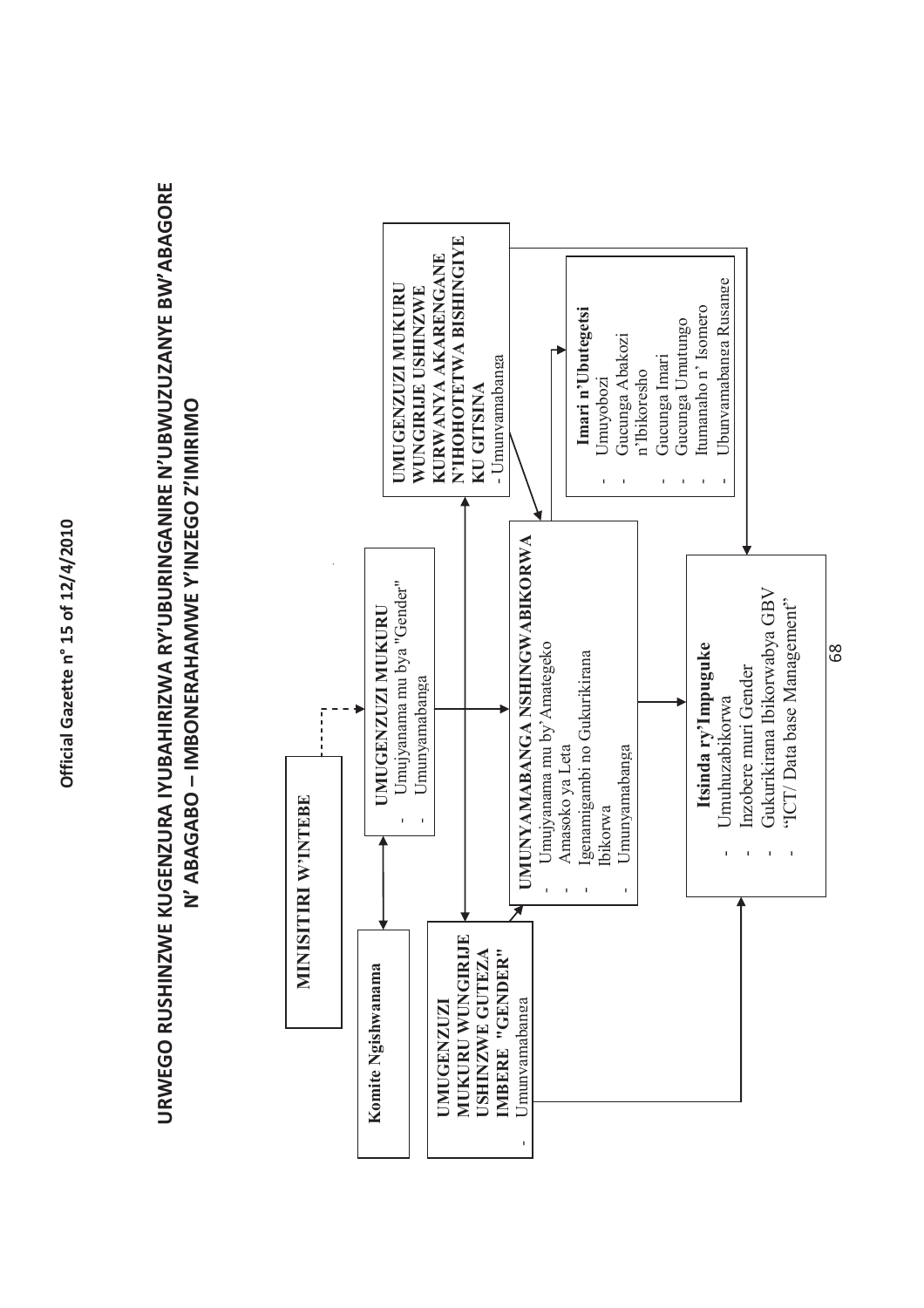# URWEGO RUSHINZWE KUGENZURA IYUBAHIRIZWA RY'UBURINGANIRE N'UBWUZUZANYE BW'ABAGORE N' ABAGABO – IMBONERAHAMWE Y'INZEGO Z'IMIRIMO

MINISITIRI W'INTEBE

Komite Ngishwanama

**UMUGENZUZI MUKURU**
- Umujyanama mu bya "Gender"
- Umunyamabanga

**UMUGENZUZI MUKURU WUNGIRIJE USHINZWE GUTEZA IMBERE "GENDER"**
- Umunyamabanga

**UMUGENZUZI MUKURU WUNGIRIJE USHINZWE KURWANYA AKARENGANE N'IHOHOTERWA BISHINGIYE KU GITSINA**
- Umunyamabanga

**UMUNYAMABANGA NSHINGWABIKORWA**
- Umujyanama mu by'Amategeko
- Amasoko ya Leta
- Igenamigambi no Gukurikirana Ibikorwa
- Umunyamabanga

**Imari n'Ubutegetsi**
- Umuyobozi
- Gucunga Abakozi n'Ibikoresho
- Gucunga Imari
- Gucunga Umutungo
- Itumanaho n' Isomero
- Ubunyamabanga Rusange

**Itsinda ry'Impuguke**
- Umuhuzabikorwa
- Inzobere muri Gender
- Gukurikirana Ibikorwabya GBV
- "ICT/ Data base Management"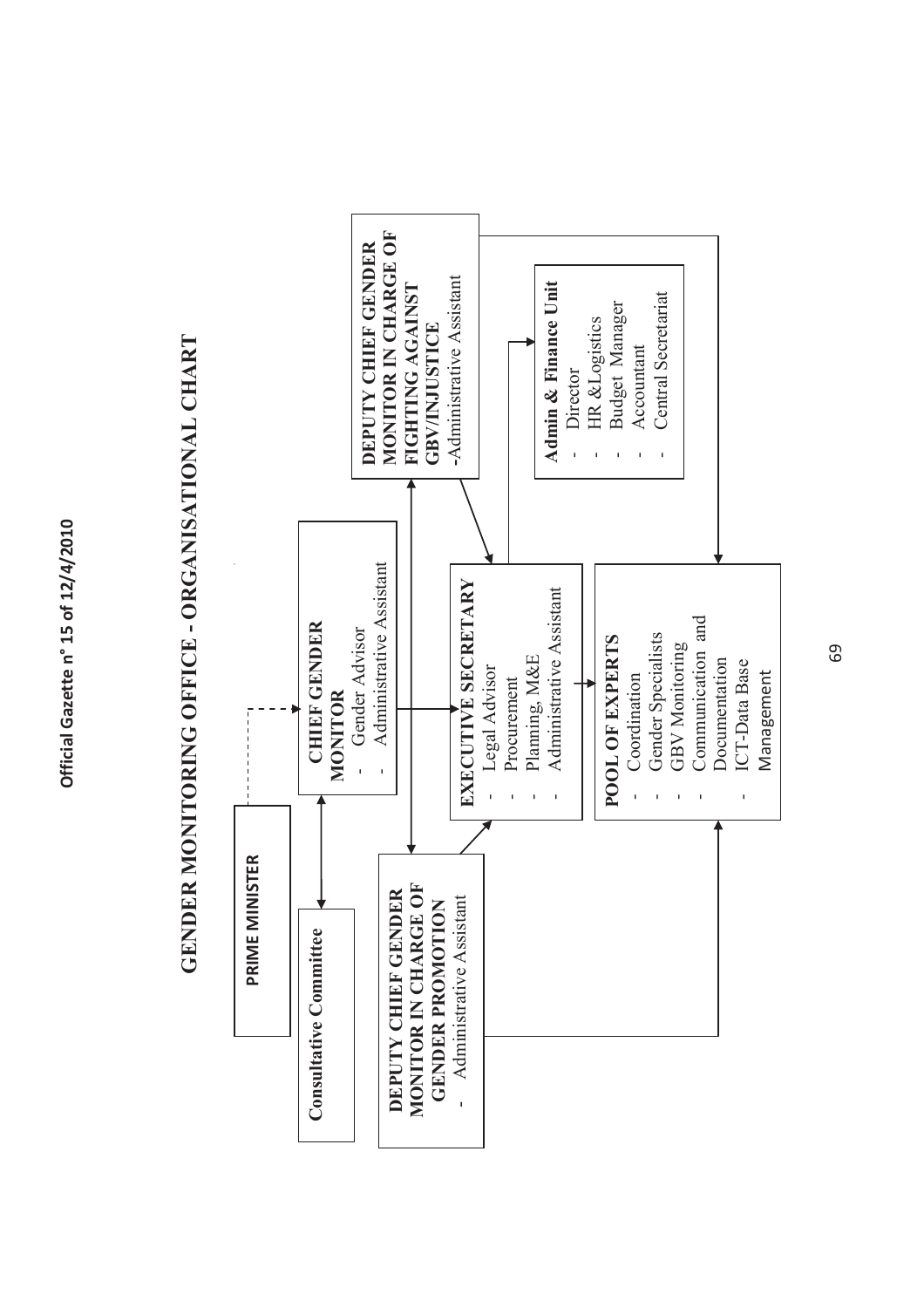# GENDER MONITORING OFFICE - ORGANISATIONAL CHART

PRIME MINISTER

**CHIEF GENDER MONITOR**
- Gender Advisor
- Administrative Assistant

**Consultative Committee**

**DEPUTY CHIEF GENDER MONITOR IN CHARGE OF GENDER PROMOTION**
- Administrative Assistant

**EXECUTIVE SECRETARY**
- Legal Advisor
- Procurement
- Planning, M&E
- Administrative Assistant

**POOL OF EXPERTS**
- Coordination
- Gender Specialists
- GBV Monitoring
- Communication and Documentation
- ICT-Data Base Management

**DEPUTY CHIEF GENDER MONITOR IN CHARGE OF FIGHTING AGAINST GBV/INJUSTICE**
- Administrative Assistant

**Admin & Finance Unit**
- Director
- HR &Logistics
- Budget Manager
- Accountant
- Central Secretariat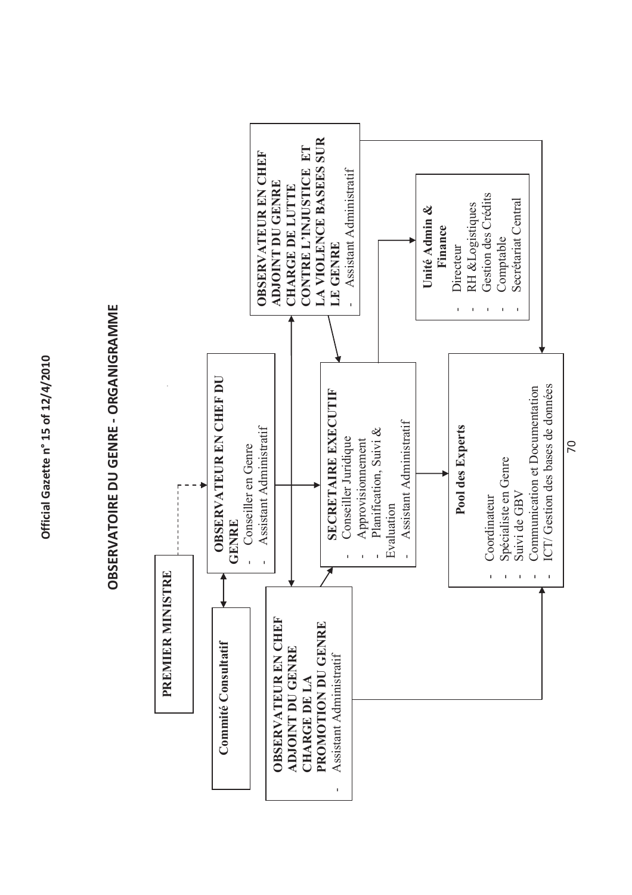# OBSERVATOIRE DU GENRE - ORGANIGRAMME

**PREMIER MINISTRE**

**Commité Consultatif**

**OBSERVATEUR EN CHEF DU GENRE**
- Conseiller en Genre
- Assistant Administratif

**OBSERVATEUR EN CHEF ADJOINT DU GENRE CHARGE DE LA PROMOTION DU GENRE**
- Assistant Administratif

**OBSERVATEUR EN CHEF ADJOINT DU GENRE CHARGE DE LUTTE CONTRE L'INJUSTICE ET LA VIOLENCE BASEES SUR LE GENRE**
- Assistant Administratif

**SECRETAIRE EXECUTIF**
- Conseiller Juridique
- Approvisionnement
- Planification, Suivi & Evaluation
- Assistant Administratif

**Unité Admin & Finance**
- Directeur
- RH &Logistiques
- Gestion des Crédits
- Comptable
- Secrétariat Central

**Pool des Experts**
- Coordinateur
- Spécialiste en Genre
- Suivi de GBV
- Communication et Documentation
- ICT/ Gestion des bases de données